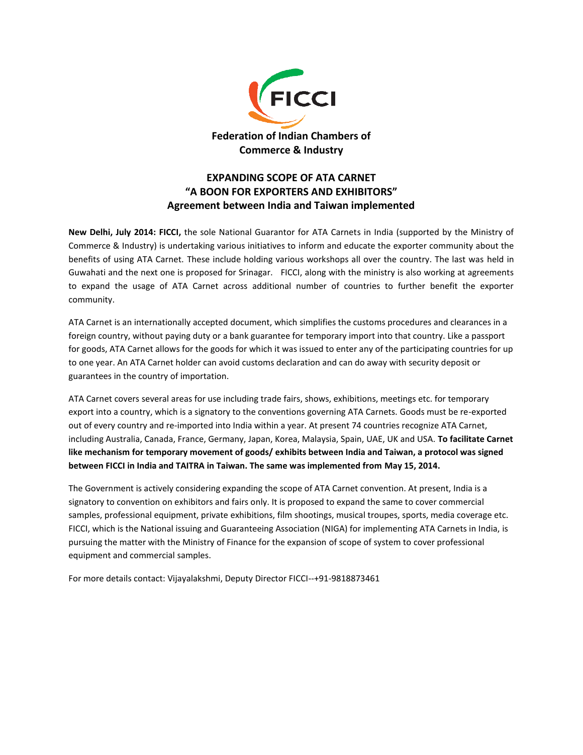FICCI

**Federation of Indian Chambers of Commerce & Industry**

# EXPANDING SCOPE OF ATA CARNET
## "A BOON FOR EXPORTERS AND EXHIBITORS"
## Agreement between India and Taiwan implemented

**New Delhi, July 2014: FICCI,** the sole National Guarantor for ATA Carnets in India (supported by the Ministry of Commerce & Industry) is undertaking various initiatives to inform and educate the exporter community about the benefits of using ATA Carnet. These include holding various workshops all over the country. The last was held in Guwahati and the next one is proposed for Srinagar. FICCI, along with the ministry is also working at agreements to expand the usage of ATA Carnet across additional number of countries to further benefit the exporter community.

ATA Carnet is an internationally accepted document, which simplifies the customs procedures and clearances in a foreign country, without paying duty or a bank guarantee for temporary import into that country. Like a passport for goods, ATA Carnet allows for the goods for which it was issued to enter any of the participating countries for up to one year. An ATA Carnet holder can avoid customs declaration and can do away with security deposit or guarantees in the country of importation.

ATA Carnet covers several areas for use including trade fairs, shows, exhibitions, meetings etc. for temporary export into a country, which is a signatory to the conventions governing ATA Carnets. Goods must be re-exported out of every country and re-imported into India within a year. At present 74 countries recognize ATA Carnet, including Australia, Canada, France, Germany, Japan, Korea, Malaysia, Spain, UAE, UK and USA. **To facilitate Carnet like mechanism for temporary movement of goods/ exhibits between India and Taiwan, a protocol was signed between FICCI in India and TAITRA in Taiwan. The same was implemented from May 15, 2014.**

The Government is actively considering expanding the scope of ATA Carnet convention. At present, India is a signatory to convention on exhibitors and fairs only. It is proposed to expand the same to cover commercial samples, professional equipment, private exhibitions, film shootings, musical troupes, sports, media coverage etc. FICCI, which is the National issuing and Guaranteeing Association (NIGA) for implementing ATA Carnets in India, is pursuing the matter with the Ministry of Finance for the expansion of scope of system to cover professional equipment and commercial samples.

For more details contact: Vijayalakshmi, Deputy Director FICCI--+91-9818873461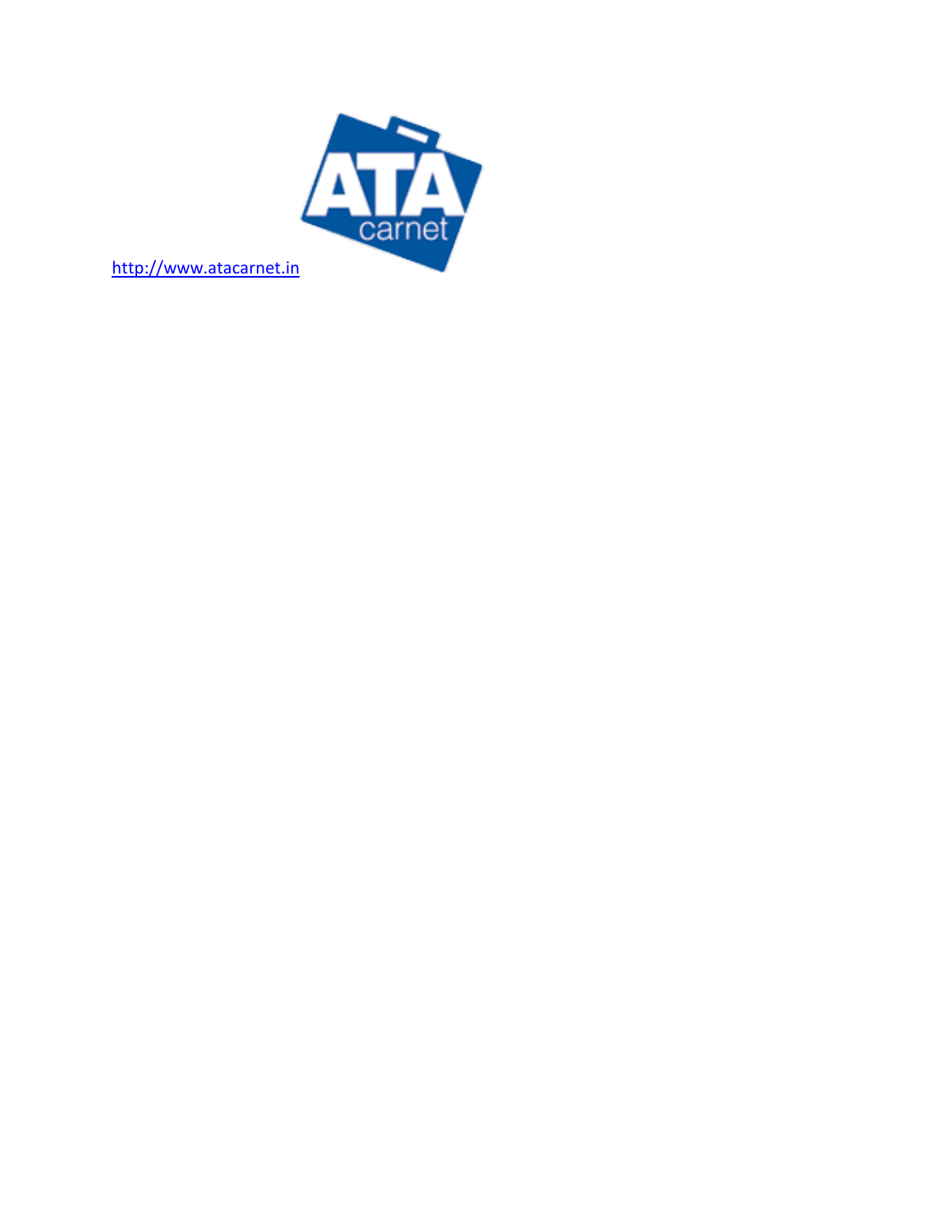http://www.atacarnet.in